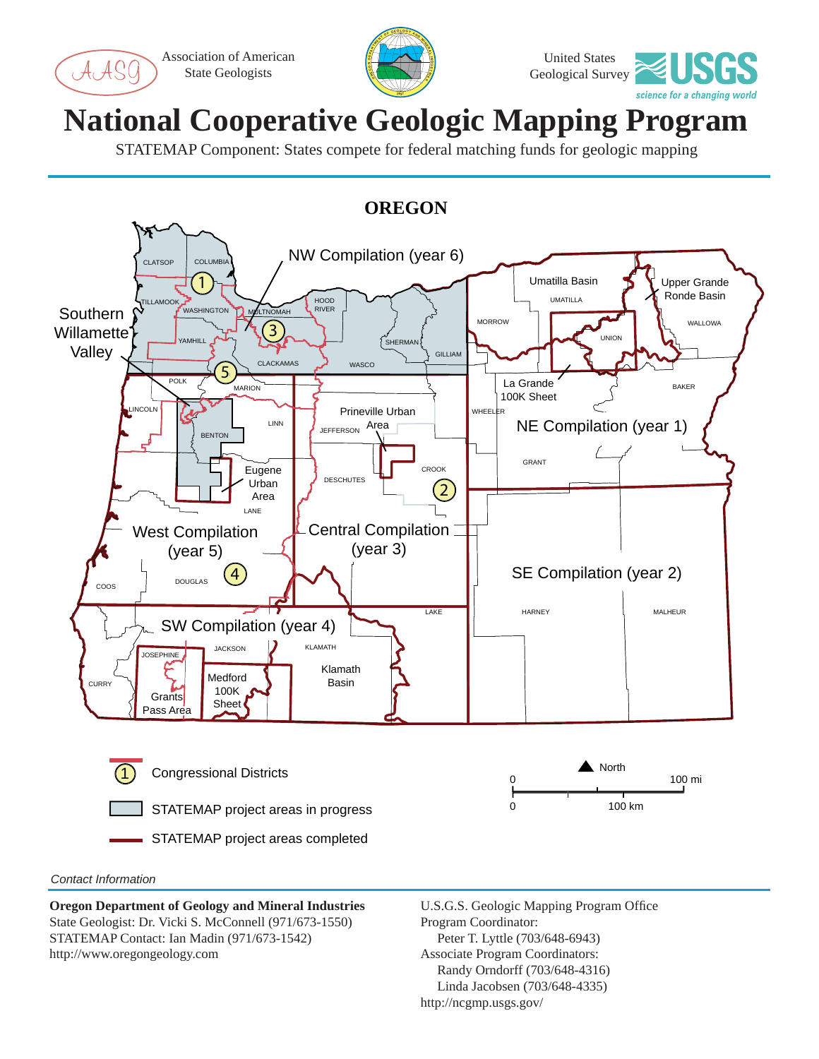Association of American State Geologists

United States Geological Survey

USGS science for a changing world

# National Cooperative Geologic Mapping Program

STATEMAP Component: States compete for federal matching funds for geologic mapping

## OREGON

NW Compilation (year 6)

Southern Willamette Valley

Upper Grande Ronde Basin

Umatilla Basin

La Grande 100K Sheet

NE Compilation (year 1)

Prineville Urban Area

Eugene Urban Area

West Compilation (year 5)

Central Compilation (year 3)

SE Compilation (year 2)

SW Compilation (year 4)

Klamath Basin

Medford 100K Sheet

Grants Pass Area

CLATSOP, COLUMBIA, TILLAMOOK, WASHINGTON, MULTNOMAH, HOOD RIVER, YAMHILL, CLACKAMAS, SHERMAN, GILLIAM, WASCO, MORROW, UMATILLA, UNION, WALLOWA, BAKER, POLK, MARION, LINCOLN, LINN, BENTON, JEFFERSON, WHEELER, GRANT, CROOK, DESCHUTES, LANE, COOS, DOUGLAS, LAKE, HARNEY, MALHEUR, JOSEPHINE, JACKSON, KLAMATH, CURRY

1 Congressional Districts

STATEMAP project areas in progress

STATEMAP project areas completed

North

0 — 100 mi

0 — 100 km

*Contact Information*

**Oregon Department of Geology and Mineral Industries**
State Geologist: Dr. Vicki S. McConnell (971/673-1550)
STATEMAP Contact: Ian Madin (971/673-1542)
http://www.oregongeology.com

U.S.G.S. Geologic Mapping Program Office
Program Coordinator:
Peter T. Lyttle (703/648-6943)
Associate Program Coordinators:
Randy Orndorff (703/648-4316)
Linda Jacobsen (703/648-4335)
http://ncgmp.usgs.gov/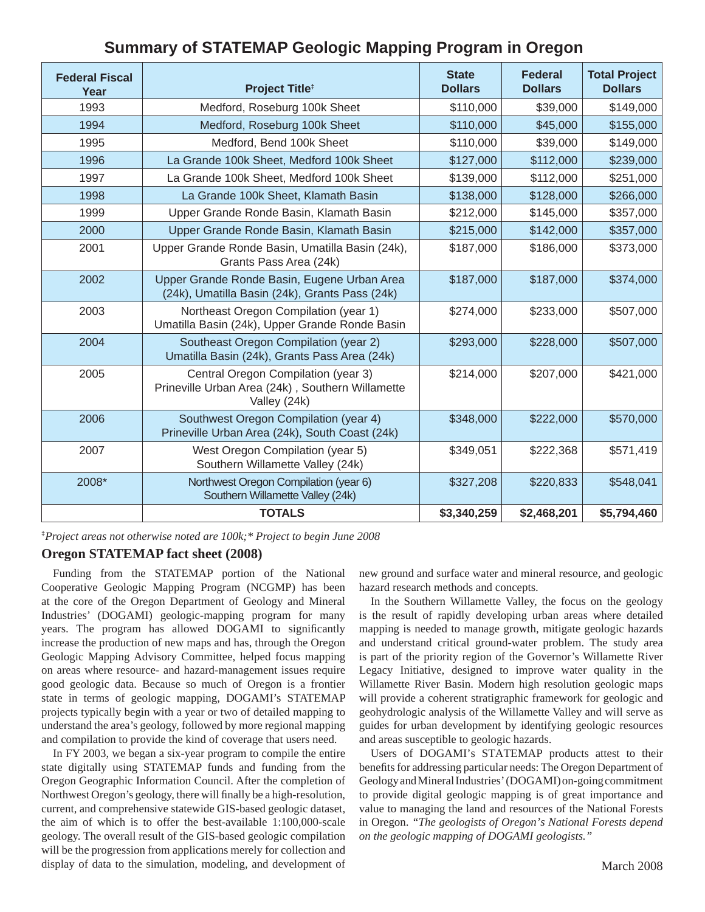# Summary of STATEMAP Geologic Mapping Program in Oregon

| Federal Fiscal Year | Project Title‡ | State Dollars | Federal Dollars | Total Project Dollars |
|---|---|---|---|---|
| 1993 | Medford, Roseburg 100k Sheet | $110,000 | $39,000 | $149,000 |
| 1994 | Medford, Roseburg 100k Sheet | $110,000 | $45,000 | $155,000 |
| 1995 | Medford, Bend 100k Sheet | $110,000 | $39,000 | $149,000 |
| 1996 | La Grande 100k Sheet, Medford 100k Sheet | $127,000 | $112,000 | $239,000 |
| 1997 | La Grande 100k Sheet, Medford 100k Sheet | $139,000 | $112,000 | $251,000 |
| 1998 | La Grande 100k Sheet, Klamath Basin | $138,000 | $128,000 | $266,000 |
| 1999 | Upper Grande Ronde Basin, Klamath Basin | $212,000 | $145,000 | $357,000 |
| 2000 | Upper Grande Ronde Basin, Klamath Basin | $215,000 | $142,000 | $357,000 |
| 2001 | Upper Grande Ronde Basin, Umatilla Basin (24k), Grants Pass Area (24k) | $187,000 | $186,000 | $373,000 |
| 2002 | Upper Grande Ronde Basin, Eugene Urban Area (24k), Umatilla Basin (24k), Grants Pass (24k) | $187,000 | $187,000 | $374,000 |
| 2003 | Northeast Oregon Compilation (year 1) Umatilla Basin (24k), Upper Grande Ronde Basin | $274,000 | $233,000 | $507,000 |
| 2004 | Southeast Oregon Compilation (year 2) Umatilla Basin (24k), Grants Pass Area (24k) | $293,000 | $228,000 | $507,000 |
| 2005 | Central Oregon Compilation (year 3) Prineville Urban Area (24k) , Southern Willamette Valley (24k) | $214,000 | $207,000 | $421,000 |
| 2006 | Southwest Oregon Compilation (year 4) Prineville Urban Area (24k), South Coast (24k) | $348,000 | $222,000 | $570,000 |
| 2007 | West Oregon Compilation (year 5) Southern Willamette Valley (24k) | $349,051 | $222,368 | $571,419 |
| 2008* | Northwest Oregon Compilation (year 6) Southern Willamette Valley (24k) | $327,208 | $220,833 | $548,041 |
| | **TOTALS** | **$3,340,259** | **$2,468,201** | **$5,794,460** |

‡*Project areas not otherwise noted are 100k;\* Project to begin June 2008*

## Oregon STATEMAP fact sheet (2008)

Funding from the STATEMAP portion of the National Cooperative Geologic Mapping Program (NCGMP) has been at the core of the Oregon Department of Geology and Mineral Industries' (DOGAMI) geologic-mapping program for many years. The program has allowed DOGAMI to significantly increase the production of new maps and has, through the Oregon Geologic Mapping Advisory Committee, helped focus mapping on areas where resource- and hazard-management issues require good geologic data. Because so much of Oregon is a frontier state in terms of geologic mapping, DOGAMI's STATEMAP projects typically begin with a year or two of detailed mapping to understand the area's geology, followed by more regional mapping and compilation to provide the kind of coverage that users need.

In FY 2003, we began a six-year program to compile the entire state digitally using STATEMAP funds and funding from the Oregon Geographic Information Council. After the completion of Northwest Oregon's geology, there will finally be a high-resolution, current, and comprehensive statewide GIS-based geologic dataset, the aim of which is to offer the best-available 1:100,000-scale geology. The overall result of the GIS-based geologic compilation will be the progression from applications merely for collection and display of data to the simulation, modeling, and development of new ground and surface water and mineral resource, and geologic hazard research methods and concepts.

In the Southern Willamette Valley, the focus on the geology is the result of rapidly developing urban areas where detailed mapping is needed to manage growth, mitigate geologic hazards and understand critical ground-water problem. The study area is part of the priority region of the Governor's Willamette River Legacy Initiative, designed to improve water quality in the Willamette River Basin. Modern high resolution geologic maps will provide a coherent stratigraphic framework for geologic and geohydrologic analysis of the Willamette Valley and will serve as guides for urban development by identifying geologic resources and areas susceptible to geologic hazards.

Users of DOGAMI's STATEMAP products attest to their benefits for addressing particular needs: The Oregon Department of Geology and Mineral Industries' (DOGAMI) on-going commitment to provide digital geologic mapping is of great importance and value to managing the land and resources of the National Forests in Oregon. *"The geologists of Oregon's National Forests depend on the geologic mapping of DOGAMI geologists."*

March 2008